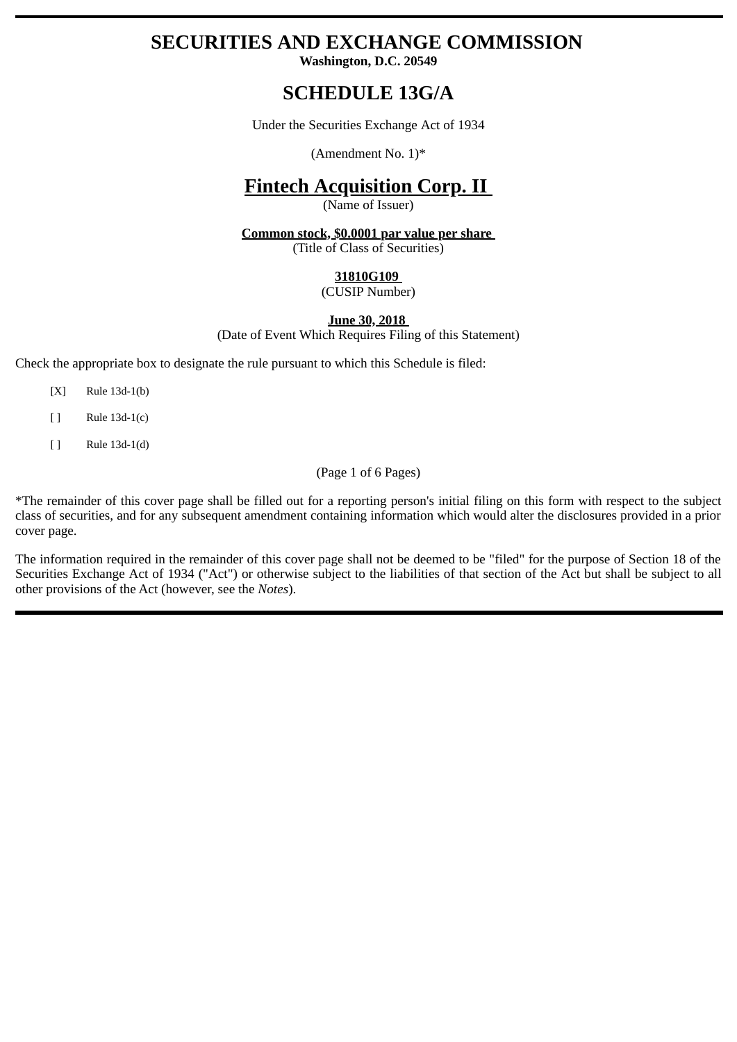# SECURITIES AND EXCHANGE COMMISSION

**Washington, D.C. 20549**

# SCHEDULE 13G/A

Under the Securities Exchange Act of 1934

(Amendment No. 1)*

## Fintech Acquisition Corp. II

(Name of Issuer)

**Common stock, $0.0001 par value per share**

(Title of Class of Securities)

**31810G109**

(CUSIP Number)

**June 30, 2018**

(Date of Event Which Requires Filing of this Statement)

Check the appropriate box to designate the rule pursuant to which this Schedule is filed:

[X] Rule 13d-1(b)

[ ] Rule 13d-1(c)

[ ] Rule 13d-1(d)

(Page 1 of 6 Pages)

*The remainder of this cover page shall be filled out for a reporting person's initial filing on this form with respect to the subject class of securities, and for any subsequent amendment containing information which would alter the disclosures provided in a prior cover page.

The information required in the remainder of this cover page shall not be deemed to be "filed" for the purpose of Section 18 of the Securities Exchange Act of 1934 ("Act") or otherwise subject to the liabilities of that section of the Act but shall be subject to all other provisions of the Act (however, see the *Notes*).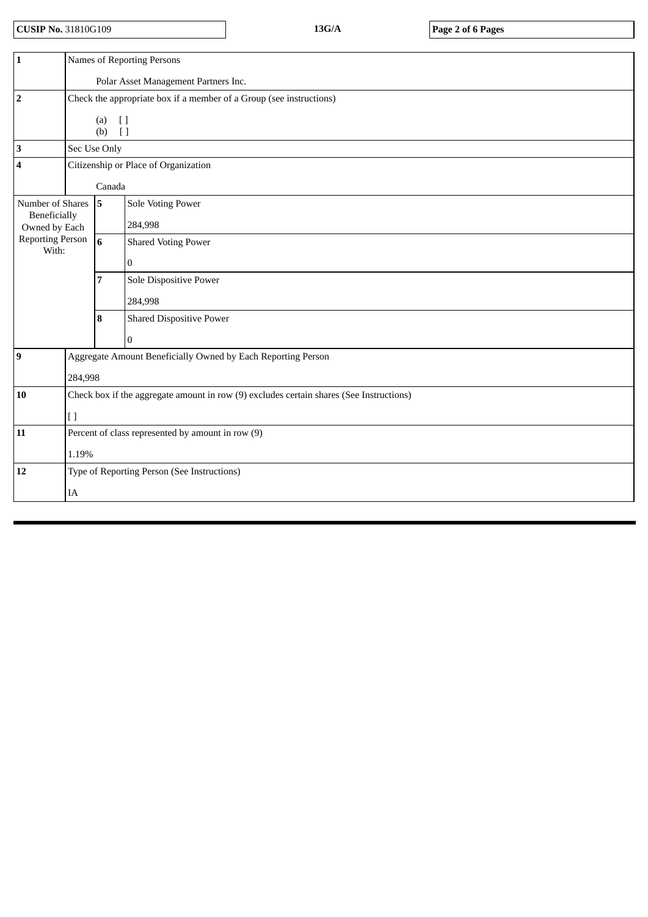CUSIP No. 31810G109 | 13G/A

| | | | |
|---|---|---|---|
| 1 | Names of Reporting Persons<br><br>Polar Asset Management Partners Inc. | | |
| 2 | Check the appropriate box if a member of a Group (see instructions)<br><br>(a) [ ]<br>(b) [ ] | | |
| 3 | Sec Use Only | | |
| 4 | Citizenship or Place of Organization<br><br>Canada | | |
| Number of Shares Beneficially Owned by Each Reporting Person With: | 5 | Sole Voting Power<br><br>284,998 | |
| | 6 | Shared Voting Power<br><br>0 | |
| | 7 | Sole Dispositive Power<br><br>284,998 | |
| | 8 | Shared Dispositive Power<br><br>0 | |
| 9 | Aggregate Amount Beneficially Owned by Each Reporting Person<br><br>284,998 | | |
| 10 | Check box if the aggregate amount in row (9) excludes certain shares (See Instructions)<br><br>[ ] | | |
| 11 | Percent of class represented by amount in row (9)<br><br>1.19% | | |
| 12 | Type of Reporting Person (See Instructions)<br><br>IA | | |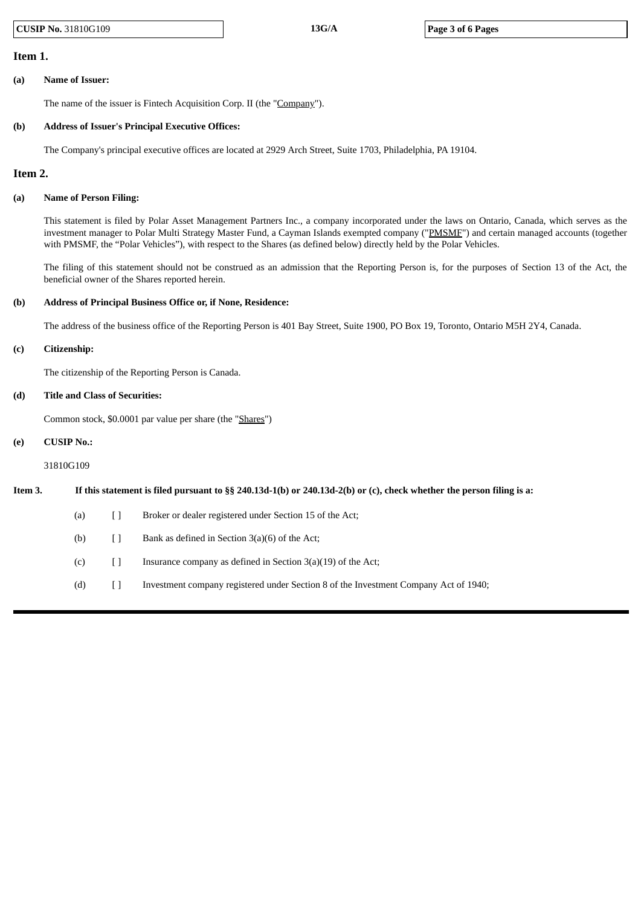**Item 1.**

**(a) Name of Issuer:**

The name of the issuer is Fintech Acquisition Corp. II (the "Company").

**(b) Address of Issuer's Principal Executive Offices:**

The Company's principal executive offices are located at 2929 Arch Street, Suite 1703, Philadelphia, PA 19104.

**Item 2.**

**(a) Name of Person Filing:**

This statement is filed by Polar Asset Management Partners Inc., a company incorporated under the laws on Ontario, Canada, which serves as the investment manager to Polar Multi Strategy Master Fund, a Cayman Islands exempted company ("PMSMF") and certain managed accounts (together with PMSMF, the "Polar Vehicles"), with respect to the Shares (as defined below) directly held by the Polar Vehicles.

The filing of this statement should not be construed as an admission that the Reporting Person is, for the purposes of Section 13 of the Act, the beneficial owner of the Shares reported herein.

**(b) Address of Principal Business Office or, if None, Residence:**

The address of the business office of the Reporting Person is 401 Bay Street, Suite 1900, PO Box 19, Toronto, Ontario M5H 2Y4, Canada.

**(c) Citizenship:**

The citizenship of the Reporting Person is Canada.

**(d) Title and Class of Securities:**

Common stock, $0.0001 par value per share (the "Shares")

**(e) CUSIP No.:**

31810G109

**Item 3. If this statement is filed pursuant to §§ 240.13d-1(b) or 240.13d-2(b) or (c), check whether the person filing is a:**

(a) [ ] Broker or dealer registered under Section 15 of the Act;

(b) [ ] Bank as defined in Section 3(a)(6) of the Act;

(c) [ ] Insurance company as defined in Section 3(a)(19) of the Act;

(d) [ ] Investment company registered under Section 8 of the Investment Company Act of 1940;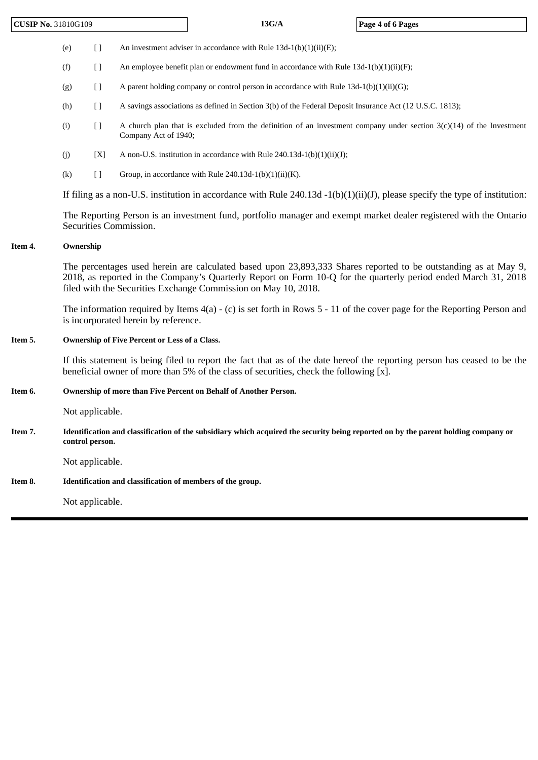(e) [ ] An investment adviser in accordance with Rule 13d-1(b)(1)(ii)(E);

(f) [ ] An employee benefit plan or endowment fund in accordance with Rule 13d-1(b)(1)(ii)(F);

(g) [ ] A parent holding company or control person in accordance with Rule 13d-1(b)(1)(ii)(G);

(h) [ ] A savings associations as defined in Section 3(b) of the Federal Deposit Insurance Act (12 U.S.C. 1813);

(i) [ ] A church plan that is excluded from the definition of an investment company under section 3(c)(14) of the Investment Company Act of 1940;

(j) [X] A non-U.S. institution in accordance with Rule 240.13d-1(b)(1)(ii)(J);

(k) [ ] Group, in accordance with Rule 240.13d-1(b)(1)(ii)(K).

If filing as a non-U.S. institution in accordance with Rule 240.13d -1(b)(1)(ii)(J), please specify the type of institution:

The Reporting Person is an investment fund, portfolio manager and exempt market dealer registered with the Ontario Securities Commission.

**Item 4. Ownership**

The percentages used herein are calculated based upon 23,893,333 Shares reported to be outstanding as at May 9, 2018, as reported in the Company's Quarterly Report on Form 10-Q for the quarterly period ended March 31, 2018 filed with the Securities Exchange Commission on May 10, 2018.

The information required by Items 4(a) - (c) is set forth in Rows 5 - 11 of the cover page for the Reporting Person and is incorporated herein by reference.

**Item 5. Ownership of Five Percent or Less of a Class.**

If this statement is being filed to report the fact that as of the date hereof the reporting person has ceased to be the beneficial owner of more than 5% of the class of securities, check the following [x].

**Item 6. Ownership of more than Five Percent on Behalf of Another Person.**

Not applicable.

**Item 7. Identification and classification of the subsidiary which acquired the security being reported on by the parent holding company or control person.**

Not applicable.

**Item 8. Identification and classification of members of the group.**

Not applicable.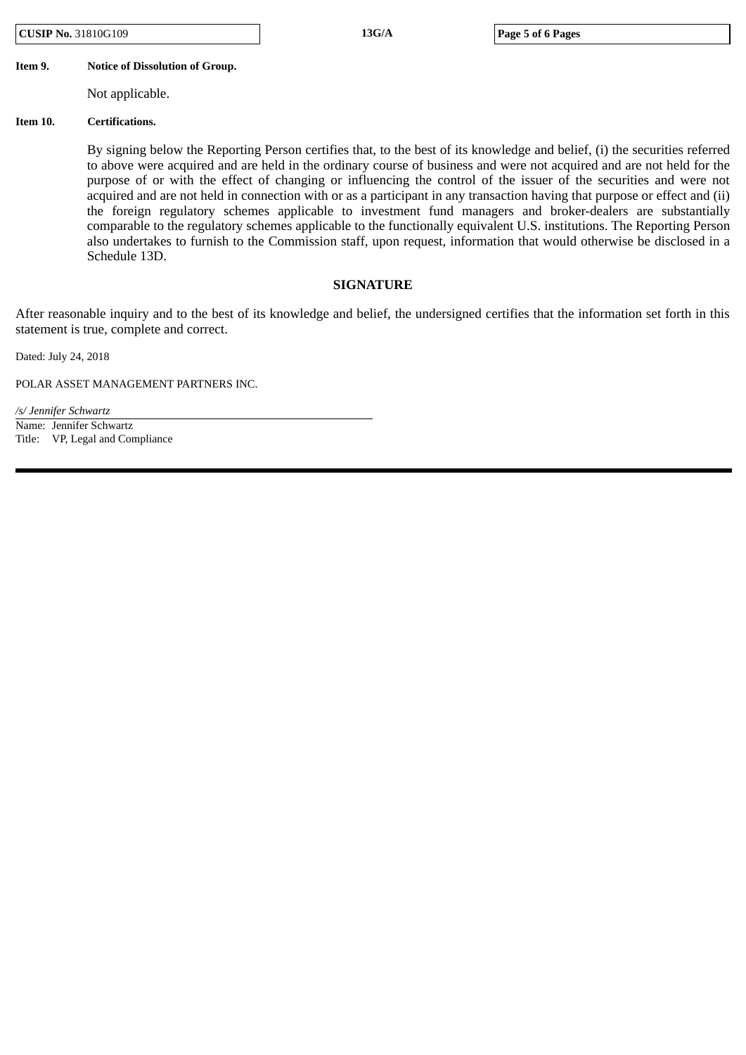**Item 9. Notice of Dissolution of Group.**

Not applicable.

**Item 10. Certifications.**

By signing below the Reporting Person certifies that, to the best of its knowledge and belief, (i) the securities referred to above were acquired and are held in the ordinary course of business and were not acquired and are not held for the purpose of or with the effect of changing or influencing the control of the issuer of the securities and were not acquired and are not held in connection with or as a participant in any transaction having that purpose or effect and (ii) the foreign regulatory schemes applicable to investment fund managers and broker-dealers are substantially comparable to the regulatory schemes applicable to the functionally equivalent U.S. institutions. The Reporting Person also undertakes to furnish to the Commission staff, upon request, information that would otherwise be disclosed in a Schedule 13D.

**SIGNATURE**

After reasonable inquiry and to the best of its knowledge and belief, the undersigned certifies that the information set forth in this statement is true, complete and correct.

Dated: July 24, 2018

POLAR ASSET MANAGEMENT PARTNERS INC.

*/s/ Jennifer Schwartz*
Name: Jennifer Schwartz
Title: VP, Legal and Compliance